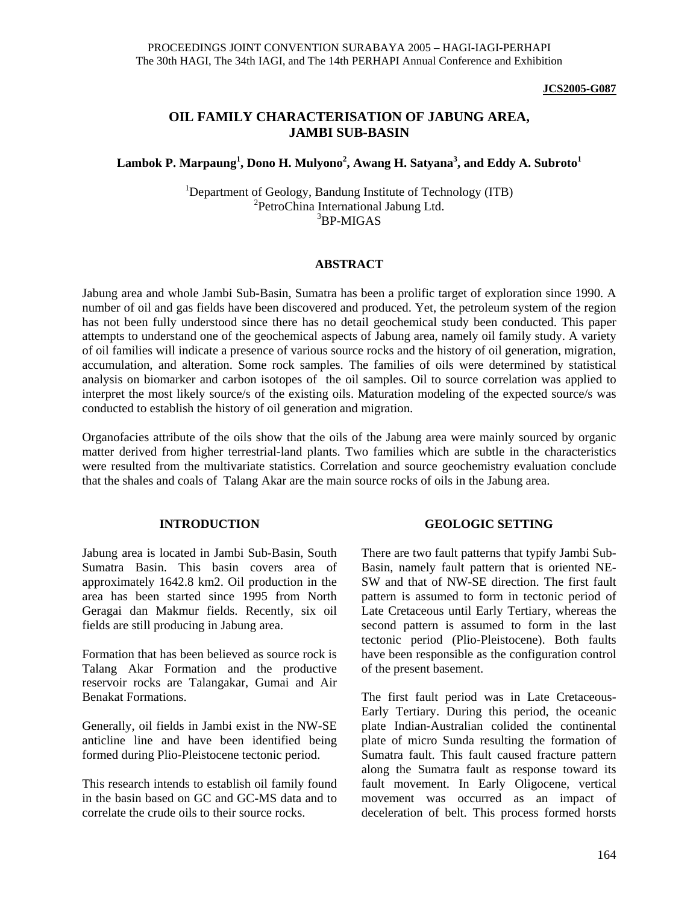PROCEEDINGS JOINT CONVENTION SURABAYA 2005 – HAGI-IAGI-PERHAPI
The 30th HAGI, The 34th IAGI, and The 14th PERHAPI Annual Conference and Exhibition

**JCS2005-G087**

# OIL FAMILY CHARACTERISATION OF JABUNG AREA, JAMBI SUB-BASIN

**Lambok P. Marpaung[1], Dono H. Mulyono[2], Awang H. Satyana[3], and Eddy A. Subroto[1]**

[1]Department of Geology, Bandung Institute of Technology (ITB)
[2]PetroChina International Jabung Ltd.
[3]BP-MIGAS

## ABSTRACT

Jabung area and whole Jambi Sub-Basin, Sumatra has been a prolific target of exploration since 1990. A number of oil and gas fields have been discovered and produced. Yet, the petroleum system of the region has not been fully understood since there has no detail geochemical study been conducted. This paper attempts to understand one of the geochemical aspects of Jabung area, namely oil family study. A variety of oil families will indicate a presence of various source rocks and the history of oil generation, migration, accumulation, and alteration. Some rock samples. The families of oils were determined by statistical analysis on biomarker and carbon isotopes of the oil samples. Oil to source correlation was applied to interpret the most likely source/s of the existing oils. Maturation modeling of the expected source/s was conducted to establish the history of oil generation and migration.

Organofacies attribute of the oils show that the oils of the Jabung area were mainly sourced by organic matter derived from higher terrestrial-land plants. Two families which are subtle in the characteristics were resulted from the multivariate statistics. Correlation and source geochemistry evaluation conclude that the shales and coals of Talang Akar are the main source rocks of oils in the Jabung area.

## INTRODUCTION

Jabung area is located in Jambi Sub-Basin, South Sumatra Basin. This basin covers area of approximately 1642.8 km2. Oil production in the area has been started since 1995 from North Geragai dan Makmur fields. Recently, six oil fields are still producing in Jabung area.

Formation that has been believed as source rock is Talang Akar Formation and the productive reservoir rocks are Talangakar, Gumai and Air Benakat Formations.

Generally, oil fields in Jambi exist in the NW-SE anticline line and have been identified being formed during Plio-Pleistocene tectonic period.

This research intends to establish oil family found in the basin based on GC and GC-MS data and to correlate the crude oils to their source rocks.

## GEOLOGIC SETTING

There are two fault patterns that typify Jambi Sub-Basin, namely fault pattern that is oriented NE-SW and that of NW-SE direction. The first fault pattern is assumed to form in tectonic period of Late Cretaceous until Early Tertiary, whereas the second pattern is assumed to form in the last tectonic period (Plio-Pleistocene). Both faults have been responsible as the configuration control of the present basement.

The first fault period was in Late Cretaceous-Early Tertiary. During this period, the oceanic plate Indian-Australian colided the continental plate of micro Sunda resulting the formation of Sumatra fault. This fault caused fracture pattern along the Sumatra fault as response toward its fault movement. In Early Oligocene, vertical movement was occurred as an impact of deceleration of belt. This process formed horsts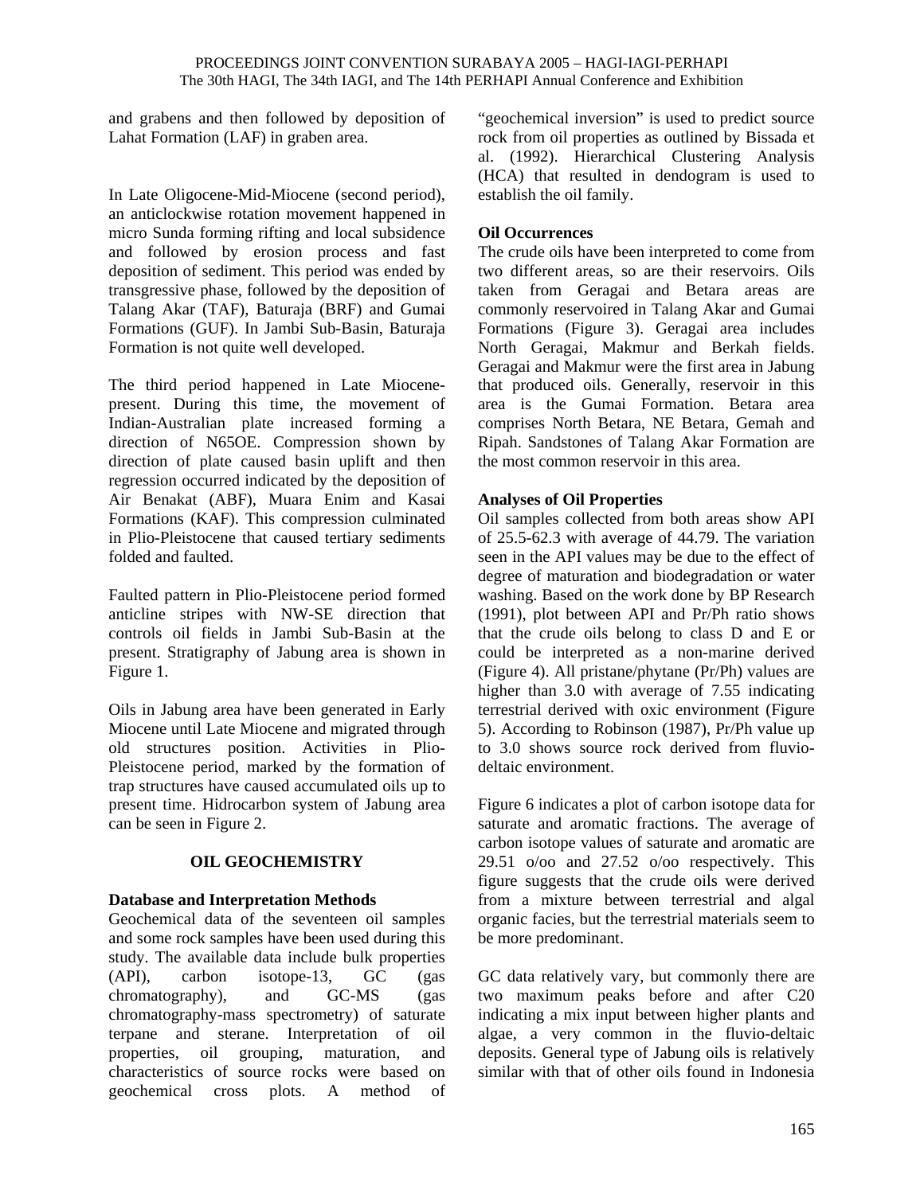and grabens and then followed by deposition of Lahat Formation (LAF) in graben area.

In Late Oligocene-Mid-Miocene (second period), an anticlockwise rotation movement happened in micro Sunda forming rifting and local subsidence and followed by erosion process and fast deposition of sediment. This period was ended by transgressive phase, followed by the deposition of Talang Akar (TAF), Baturaja (BRF) and Gumai Formations (GUF). In Jambi Sub-Basin, Baturaja Formation is not quite well developed.

The third period happened in Late Miocene-present. During this time, the movement of Indian-Australian plate increased forming a direction of N65OE. Compression shown by direction of plate caused basin uplift and then regression occurred indicated by the deposition of Air Benakat (ABF), Muara Enim and Kasai Formations (KAF). This compression culminated in Plio-Pleistocene that caused tertiary sediments folded and faulted.

Faulted pattern in Plio-Pleistocene period formed anticline stripes with NW-SE direction that controls oil fields in Jambi Sub-Basin at the present. Stratigraphy of Jabung area is shown in Figure 1.

Oils in Jabung area have been generated in Early Miocene until Late Miocene and migrated through old structures position. Activities in Plio-Pleistocene period, marked by the formation of trap structures have caused accumulated oils up to present time. Hidrocarbon system of Jabung area can be seen in Figure 2.

## OIL GEOCHEMISTRY

### Database and Interpretation Methods

Geochemical data of the seventeen oil samples and some rock samples have been used during this study. The available data include bulk properties (API), carbon isotope-13, GC (gas chromatography), and GC-MS (gas chromatography-mass spectrometry) of saturate terpane and sterane. Interpretation of oil properties, oil grouping, maturation, and characteristics of source rocks were based on geochemical cross plots. A method of "geochemical inversion" is used to predict source rock from oil properties as outlined by Bissada et al. (1992). Hierarchical Clustering Analysis (HCA) that resulted in dendogram is used to establish the oil family.

### Oil Occurrences

The crude oils have been interpreted to come from two different areas, so are their reservoirs. Oils taken from Geragai and Betara areas are commonly reservoired in Talang Akar and Gumai Formations (Figure 3). Geragai area includes North Geragai, Makmur and Berkah fields. Geragai and Makmur were the first area in Jabung that produced oils. Generally, reservoir in this area is the Gumai Formation. Betara area comprises North Betara, NE Betara, Gemah and Ripah. Sandstones of Talang Akar Formation are the most common reservoir in this area.

### Analyses of Oil Properties

Oil samples collected from both areas show API of 25.5-62.3 with average of 44.79. The variation seen in the API values may be due to the effect of degree of maturation and biodegradation or water washing. Based on the work done by BP Research (1991), plot between API and Pr/Ph ratio shows that the crude oils belong to class D and E or could be interpreted as a non-marine derived (Figure 4). All pristane/phytane (Pr/Ph) values are higher than 3.0 with average of 7.55 indicating terrestrial derived with oxic environment (Figure 5). According to Robinson (1987), Pr/Ph value up to 3.0 shows source rock derived from fluvio-deltaic environment.

Figure 6 indicates a plot of carbon isotope data for saturate and aromatic fractions. The average of carbon isotope values of saturate and aromatic are 29.51 o/oo and 27.52 o/oo respectively. This figure suggests that the crude oils were derived from a mixture between terrestrial and algal organic facies, but the terrestrial materials seem to be more predominant.

GC data relatively vary, but commonly there are two maximum peaks before and after C20 indicating a mix input between higher plants and algae, a very common in the fluvio-deltaic deposits. General type of Jabung oils is relatively similar with that of other oils found in Indonesia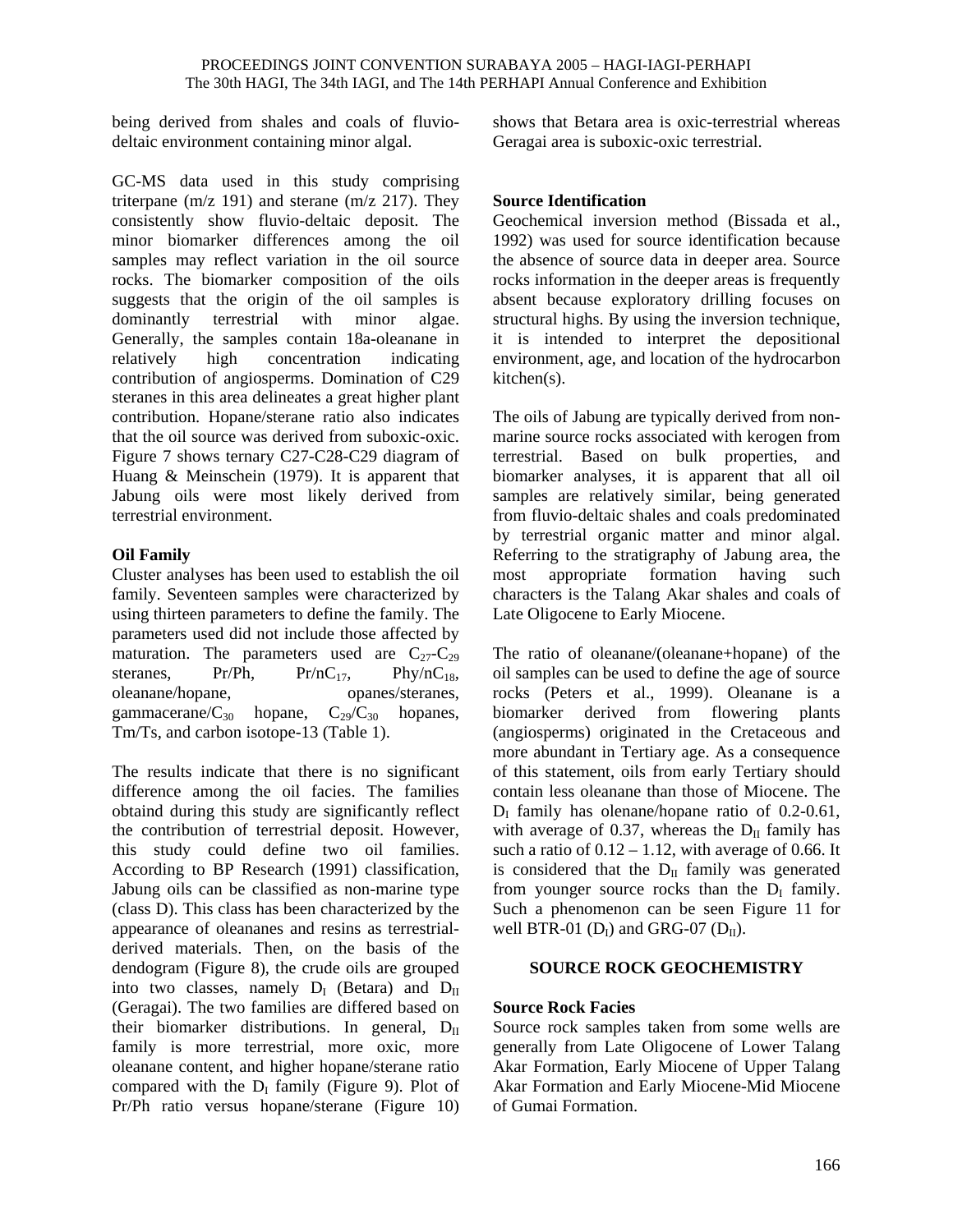being derived from shales and coals of fluvio-deltaic environment containing minor algal.

GC-MS data used in this study comprising triterpane (m/z 191) and sterane (m/z 217). They consistently show fluvio-deltaic deposit. The minor biomarker differences among the oil samples may reflect variation in the oil source rocks. The biomarker composition of the oils suggests that the origin of the oil samples is dominantly terrestrial with minor algae. Generally, the samples contain 18a-oleanane in relatively high concentration indicating contribution of angiosperms. Domination of C29 steranes in this area delineates a great higher plant contribution. Hopane/sterane ratio also indicates that the oil source was derived from suboxic-oxic. Figure 7 shows ternary C27-C28-C29 diagram of Huang & Meinschein (1979). It is apparent that Jabung oils were most likely derived from terrestrial environment.

### Oil Family

Cluster analyses has been used to establish the oil family. Seventeen samples were characterized by using thirteen parameters to define the family. The parameters used did not include those affected by maturation. The parameters used are $C_{27}$-$C_{29}$ steranes, Pr/Ph, $Pr/nC_{17}$, $Phy/nC_{18}$, oleanane/hopane, opanes/steranes, gammacerane/$C_{30}$ hopane, $C_{29}/C_{30}$ hopanes, Tm/Ts, and carbon isotope-13 (Table 1).

The results indicate that there is no significant difference among the oil facies. The families obtaind during this study are significantly reflect the contribution of terrestrial deposit. However, this study could define two oil families. According to BP Research (1991) classification, Jabung oils can be classified as non-marine type (class D). This class has been characterized by the appearance of oleananes and resins as terrestrial-derived materials. Then, on the basis of the dendogram (Figure 8), the crude oils are grouped into two classes, namely $D_I$ (Betara) and $D_{II}$ (Geragai). The two families are differed based on their biomarker distributions. In general, $D_{II}$ family is more terrestrial, more oxic, more oleanane content, and higher hopane/sterane ratio compared with the $D_I$ family (Figure 9). Plot of Pr/Ph ratio versus hopane/sterane (Figure 10) shows that Betara area is oxic-terrestrial whereas Geragai area is suboxic-oxic terrestrial.

### Source Identification

Geochemical inversion method (Bissada et al., 1992) was used for source identification because the absence of source data in deeper area. Source rocks information in the deeper areas is frequently absent because exploratory drilling focuses on structural highs. By using the inversion technique, it is intended to interpret the depositional environment, age, and location of the hydrocarbon kitchen(s).

The oils of Jabung are typically derived from non-marine source rocks associated with kerogen from terrestrial. Based on bulk properties, and biomarker analyses, it is apparent that all oil samples are relatively similar, being generated from fluvio-deltaic shales and coals predominated by terrestrial organic matter and minor algal. Referring to the stratigraphy of Jabung area, the most appropriate formation having such characters is the Talang Akar shales and coals of Late Oligocene to Early Miocene.

The ratio of oleanane/(oleanane+hopane) of the oil samples can be used to define the age of source rocks (Peters et al., 1999). Oleanane is a biomarker derived from flowering plants (angiosperms) originated in the Cretaceous and more abundant in Tertiary age. As a consequence of this statement, oils from early Tertiary should contain less oleanane than those of Miocene. The $D_I$ family has olenane/hopane ratio of 0.2-0.61, with average of 0.37, whereas the $D_{II}$ family has such a ratio of 0.12 – 1.12, with average of 0.66. It is considered that the $D_{II}$ family was generated from younger source rocks than the $D_I$ family. Such a phenomenon can be seen Figure 11 for well BTR-01 ($D_I$) and GRG-07 ($D_{II}$).

## SOURCE ROCK GEOCHEMISTRY

### Source Rock Facies

Source rock samples taken from some wells are generally from Late Oligocene of Lower Talang Akar Formation, Early Miocene of Upper Talang Akar Formation and Early Miocene-Mid Miocene of Gumai Formation.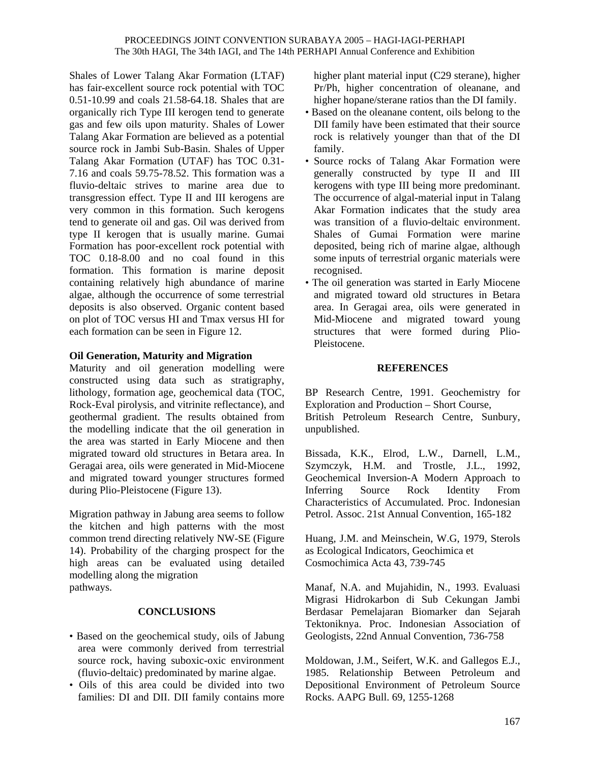Shales of Lower Talang Akar Formation (LTAF) has fair-excellent source rock potential with TOC 0.51-10.99 and coals 21.58-64.18. Shales that are organically rich Type III kerogen tend to generate gas and few oils upon maturity. Shales of Lower Talang Akar Formation are believed as a potential source rock in Jambi Sub-Basin. Shales of Upper Talang Akar Formation (UTAF) has TOC 0.31-7.16 and coals 59.75-78.52. This formation was a fluvio-deltaic strives to marine area due to transgression effect. Type II and III kerogens are very common in this formation. Such kerogens tend to generate oil and gas. Oil was derived from type II kerogen that is usually marine. Gumai Formation has poor-excellent rock potential with TOC 0.18-8.00 and no coal found in this formation. This formation is marine deposit containing relatively high abundance of marine algae, although the occurrence of some terrestrial deposits is also observed. Organic content based on plot of TOC versus HI and Tmax versus HI for each formation can be seen in Figure 12.

**Oil Generation, Maturity and Migration**

Maturity and oil generation modelling were constructed using data such as stratigraphy, lithology, formation age, geochemical data (TOC, Rock-Eval pirolysis, and vitrinite reflectance), and geothermal gradient. The results obtained from the modelling indicate that the oil generation in the area was started in Early Miocene and then migrated toward old structures in Betara area. In Geragai area, oils were generated in Mid-Miocene and migrated toward younger structures formed during Plio-Pleistocene (Figure 13).

Migration pathway in Jabung area seems to follow the kitchen and high patterns with the most common trend directing relatively NW-SE (Figure 14). Probability of the charging prospect for the high areas can be evaluated using detailed modelling along the migration pathways.

## CONCLUSIONS

- Based on the geochemical study, oils of Jabung area were commonly derived from terrestrial source rock, having suboxic-oxic environment (fluvio-deltaic) predominated by marine algae.
- Oils of this area could be divided into two families: DI and DII. DII family contains more higher plant material input (C29 sterane), higher Pr/Ph, higher concentration of oleanane, and higher hopane/sterane ratios than the DI family.
- Based on the oleanane content, oils belong to the DII family have been estimated that their source rock is relatively younger than that of the DI family.
- Source rocks of Talang Akar Formation were generally constructed by type II and III kerogens with type III being more predominant. The occurrence of algal-material input in Talang Akar Formation indicates that the study area was transition of a fluvio-deltaic environment. Shales of Gumai Formation were marine deposited, being rich of marine algae, although some inputs of terrestrial organic materials were recognised.
- The oil generation was started in Early Miocene and migrated toward old structures in Betara area. In Geragai area, oils were generated in Mid-Miocene and migrated toward young structures that were formed during Plio-Pleistocene.

## REFERENCES

BP Research Centre, 1991. Geochemistry for Exploration and Production – Short Course, British Petroleum Research Centre, Sunbury, unpublished.

Bissada, K.K., Elrod, L.W., Darnell, L.M., Szymczyk, H.M. and Trostle, J.L., 1992, Geochemical Inversion-A Modern Approach to Inferring Source Rock Identity From Characteristics of Accumulated. Proc. Indonesian Petrol. Assoc. 21st Annual Convention, 165-182

Huang, J.M. and Meinschein, W.G, 1979, Sterols as Ecological Indicators, Geochimica et Cosmochimica Acta 43, 739-745

Manaf, N.A. and Mujahidin, N., 1993. Evaluasi Migrasi Hidrokarbon di Sub Cekungan Jambi Berdasar Pemelajaran Biomarker dan Sejarah Tektoniknya. Proc. Indonesian Association of Geologists, 22nd Annual Convention, 736-758

Moldowan, J.M., Seifert, W.K. and Gallegos E.J., 1985. Relationship Between Petroleum and Depositional Environment of Petroleum Source Rocks. AAPG Bull. 69, 1255-1268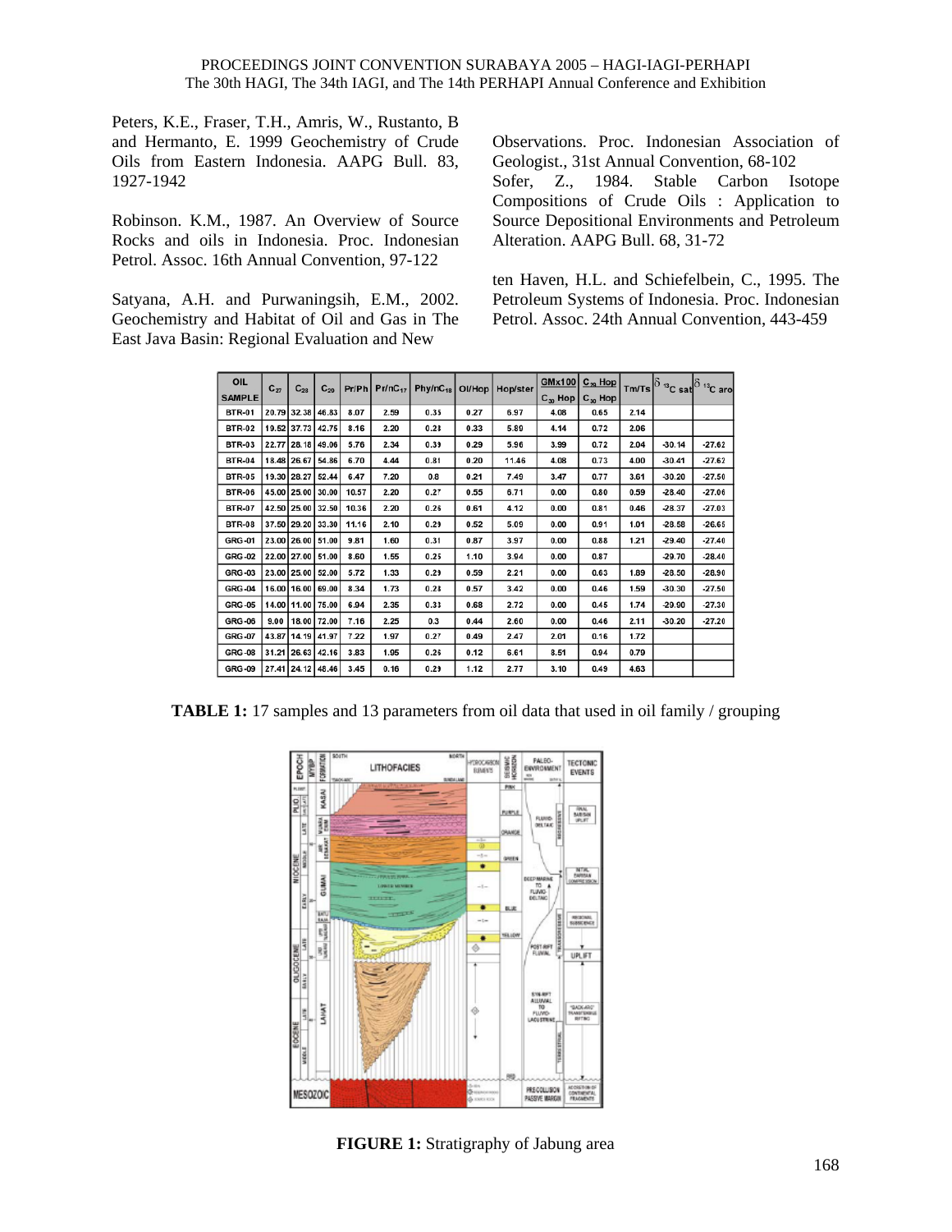Peters, K.E., Fraser, T.H., Amris, W., Rustanto, B and Hermanto, E. 1999 Geochemistry of Crude Oils from Eastern Indonesia. AAPG Bull. 83, 1927-1942

Robinson. K.M., 1987. An Overview of Source Rocks and oils in Indonesia. Proc. Indonesian Petrol. Assoc. 16th Annual Convention, 97-122

Satyana, A.H. and Purwaningsih, E.M., 2002. Geochemistry and Habitat of Oil and Gas in The East Java Basin: Regional Evaluation and New Observations. Proc. Indonesian Association of Geologist., 31st Annual Convention, 68-102

Sofer, Z., 1984. Stable Carbon Isotope Compositions of Crude Oils : Application to Source Depositional Environments and Petroleum Alteration. AAPG Bull. 68, 31-72

ten Haven, H.L. and Schiefelbein, C., 1995. The Petroleum Systems of Indonesia. Proc. Indonesian Petrol. Assoc. 24th Annual Convention, 443-459

| OIL SAMPLE | $C_{27}$ | $C_{28}$ | $C_{29}$ | Pr/Ph | $Pr/nC_{17}$ | $Phy/nC_{18}$ | Ol/Hop | Hop/ster | $GMx100 / C_{30}$ Hop | $C_{29}$ Hop / $C_{30}$ Hop | Tm/Ts | $\delta^{13}C$ sat | $\delta^{13}C$ aro |
|---|---|---|---|---|---|---|---|---|---|---|---|---|---|
| BTR-01 | 20.79 | 32.38 | 46.83 | 8.07 | 2.59 | 0.35 | 0.27 | 6.97 | 4.08 | 0.65 | 2.14 | | |
| BTR-02 | 19.52 | 37.73 | 42.75 | 8.16 | 2.20 | 0.28 | 0.33 | 5.89 | 4.14 | 0.72 | 2.06 | | |
| BTR-03 | 22.77 | 28.18 | 49.06 | 5.76 | 2.34 | 0.39 | 0.29 | 5.96 | 3.99 | 0.72 | 2.04 | -30.14 | -27.62 |
| BTR-04 | 18.48 | 26.67 | 54.86 | 6.70 | 4.44 | 0.81 | 0.20 | 11.46 | 4.08 | 0.73 | 4.00 | -30.41 | -27.62 |
| BTR-05 | 19.30 | 28.27 | 52.44 | 6.47 | 7.20 | 0.8 | 0.21 | 7.49 | 3.47 | 0.77 | 3.61 | -30.20 | -27.50 |
| BTR-06 | 45.00 | 25.00 | 30.00 | 10.57 | 2.20 | 0.27 | 0.55 | 6.71 | 0.00 | 0.80 | 0.59 | -28.40 | -27.06 |
| BTR-07 | 42.50 | 25.00 | 32.50 | 10.36 | 2.20 | 0.26 | 0.61 | 4.12 | 0.00 | 0.81 | 0.46 | -28.37 | -27.03 |
| BTR-08 | 37.50 | 29.20 | 33.30 | 11.16 | 2.10 | 0.29 | 0.52 | 5.09 | 0.00 | 0.91 | 1.01 | -28.58 | -26.65 |
| GRG-01 | 23.00 | 26.00 | 51.00 | 9.81 | 1.60 | 0.31 | 0.87 | 3.97 | 0.00 | 0.88 | 1.21 | -29.40 | -27.40 |
| GRG-02 | 22.00 | 27.00 | 51.00 | 8.60 | 1.55 | 0.25 | 1.10 | 3.94 | 0.00 | 0.87 | | -29.70 | -28.40 |
| GRG-03 | 23.00 | 25.00 | 52.00 | 5.72 | 1.33 | 0.29 | 0.59 | 2.21 | 0.00 | 0.63 | 1.89 | -28.50 | -28.90 |
| GRG-04 | 16.00 | 16.00 | 69.00 | 8.34 | 1.73 | 0.28 | 0.57 | 3.42 | 0.00 | 0.46 | 1.59 | -30.30 | -27.50 |
| GRG-05 | 14.00 | 11.00 | 75.00 | 6.94 | 2.35 | 0.33 | 0.68 | 2.72 | 0.00 | 0.45 | 1.74 | -29.90 | -27.30 |
| GRG-06 | 9.00 | 18.00 | 72.00 | 7.16 | 2.25 | 0.3 | 0.44 | 2.60 | 0.00 | 0.46 | 2.11 | -30.20 | -27.20 |
| GRG-07 | 43.87 | 14.19 | 41.97 | 7.22 | 1.97 | 0.27 | 0.49 | 2.47 | 2.01 | 0.16 | 1.72 | | |
| GRG-08 | 31.21 | 26.63 | 42.16 | 3.83 | 1.95 | 0.26 | 0.12 | 6.61 | 8.51 | 0.94 | 0.79 | | |
| GRG-09 | 27.41 | 24.12 | 48.46 | 3.45 | 0.16 | 0.29 | 1.12 | 2.77 | 3.10 | 0.49 | 4.63 | | |

**TABLE 1:** 17 samples and 13 parameters from oil data that used in oil family / grouping

**FIGURE 1:** Stratigraphy of Jabung area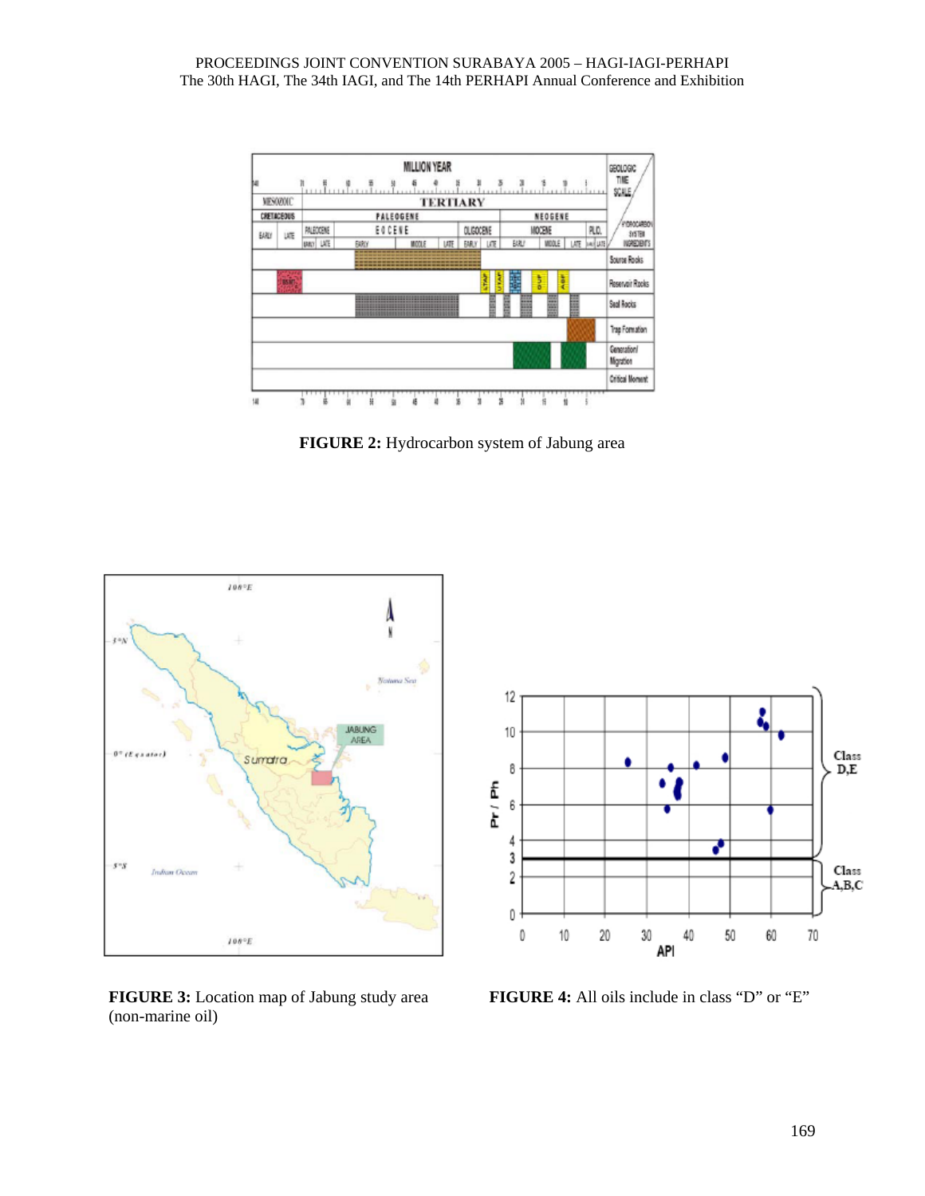**FIGURE 2:** Hydrocarbon system of Jabung area

**FIGURE 3:** Location map of Jabung study area (non-marine oil)

**FIGURE 4:** All oils include in class "D" or "E"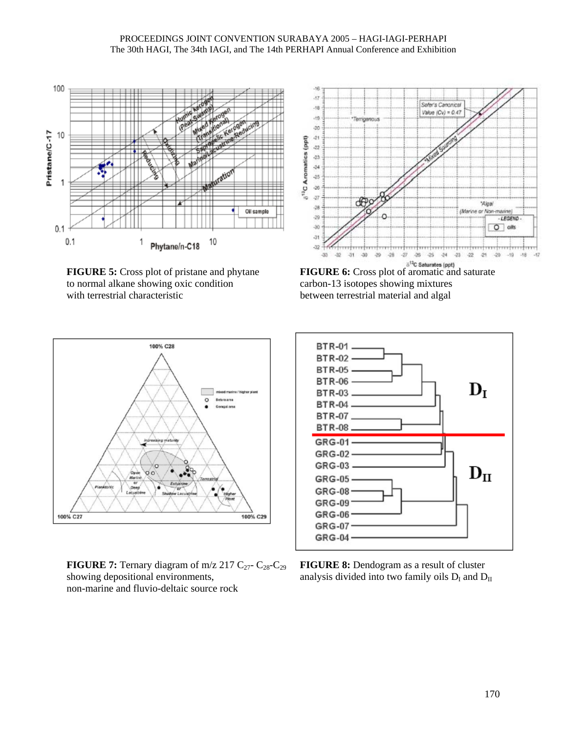**FIGURE 5:** Cross plot of pristane and phytane to normal alkane showing oxic condition with terrestrial characteristic

**FIGURE 6:** Cross plot of aromatic and saturate carbon-13 isotopes showing mixtures between terrestrial material and algal

**FIGURE 7:** Ternary diagram of m/z 217 $C_{27}$- $C_{28}$-$C_{29}$ showing depositional environments, non-marine and fluvio-deltaic source rock

**FIGURE 8:** Dendogram as a result of cluster analysis divided into two family oils $D_I$ and $D_{II}$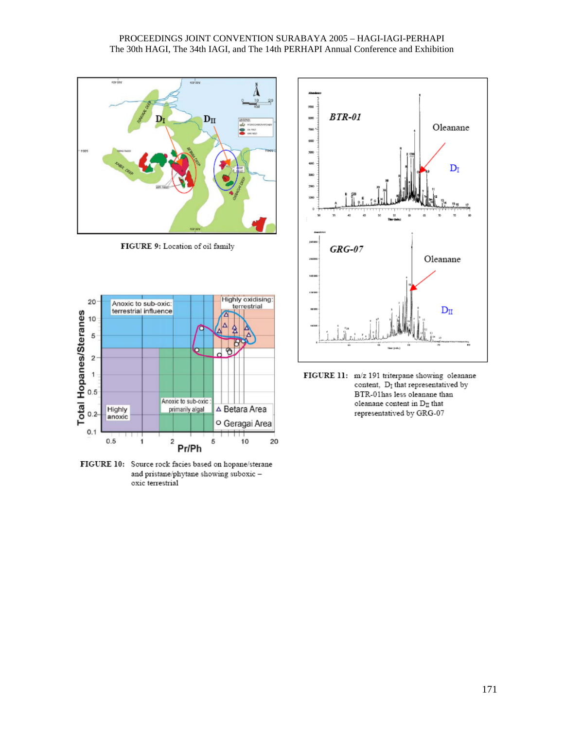**FIGURE 9:** Location of oil family

**FIGURE 10:** Source rock facies based on hopane/sterane and pristane/phytane showing suboxic – oxic terrestrial

**FIGURE 11:** m/z 191 triterpane showing oleanane content, $D_I$ that representatived by BTR-01has less oleanane than oleanane content in $D_{II}$ that representatived by GRG-07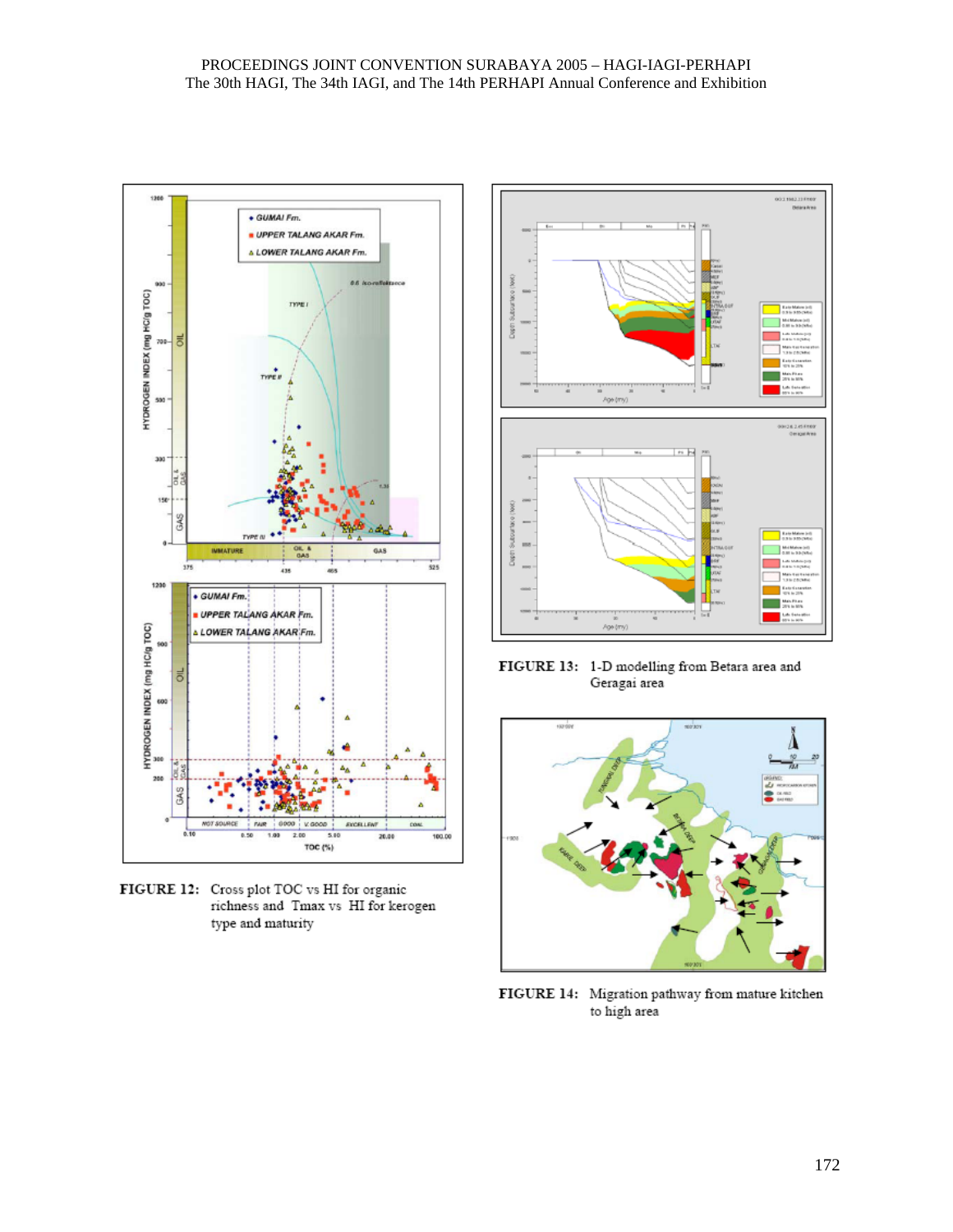GUMAI Fm.
UPPER TALANG AKAR Fm.
LOWER TALANG AKAR Fm.

HYDROGEN INDEX (mg HC/g TOC)

1200
900
700
500
300
150
0

OIL
OIL & GAS
GAS

TYPE I
TYPE II
TYPE IV
0.6 iso-reflektance
1.35

IMMATURE
OIL & GAS
GAS

375
435
465
525

GUMAI Fm.
UPPER TALANG AKAR Fm.
LOWER TALANG AKAR Fm.

HYDROGEN INDEX (mg HC/g TOC)

1200
900
600
300
200
0

OIL
OIL & GAS
GAS

NOT SOURCE
FAIR
GOOD
V. GOOD
EXCELLENT
COAL

0.10
0.50
1.00
2.00
5.00
20.00
100.00

TOC (%)

FIGURE 12: Cross plot TOC vs HI for organic richness and Tmax vs HI for kerogen type and maturity

FIGURE 13: 1-D modelling from Betara area and Geragai area

FIGURE 14: Migration pathway from mature kitchen to high area